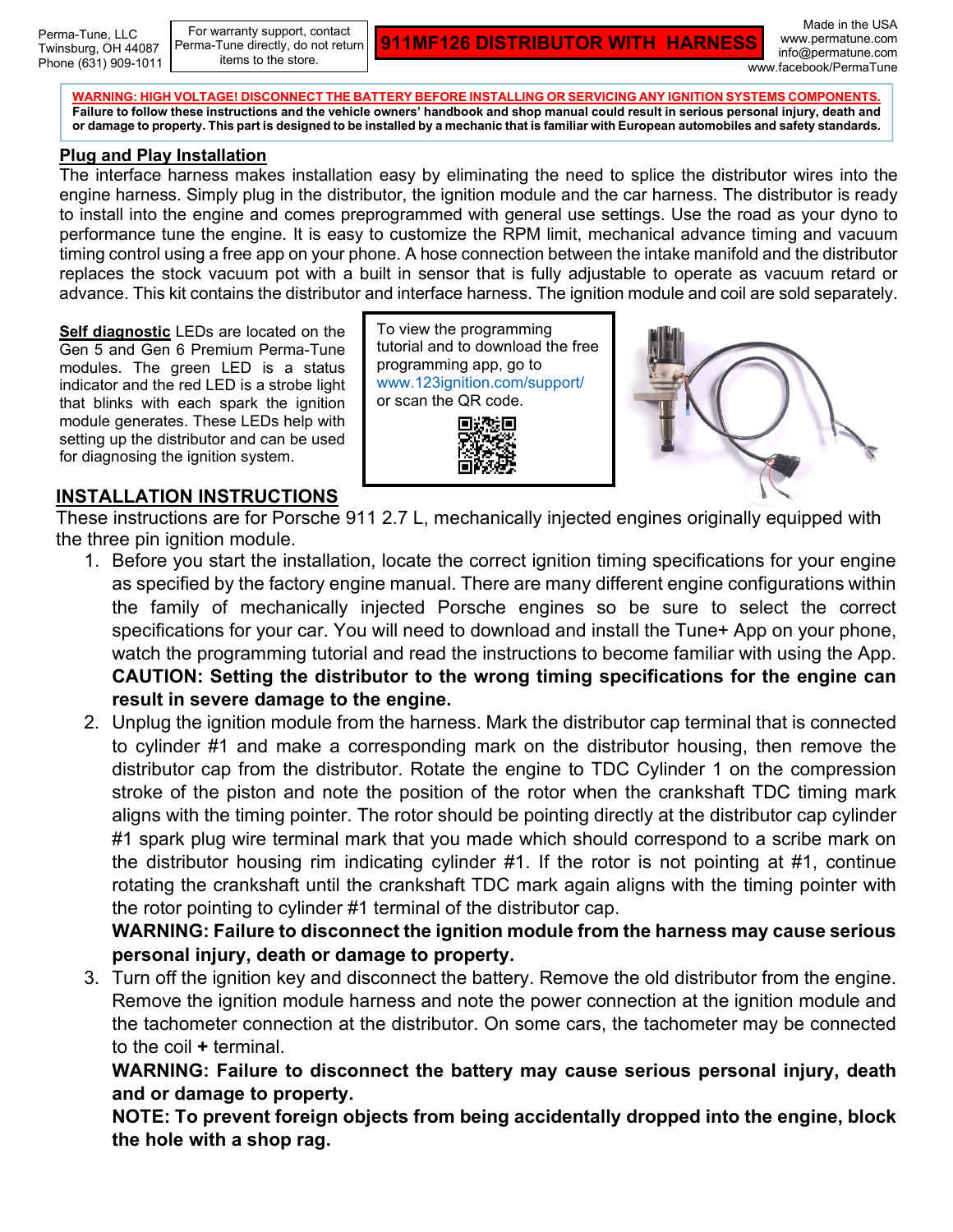Perma-Tune, LLC
Twinsburg, OH 44087
Phone (631) 909-1011

For warranty support, contact Perma-Tune directly, do not return items to the store.

# 911MF126 DISTRIBUTOR WITH HARNESS

Made in the USA
www.permatune.com
info@permatune.com
www.facebook/PermaTune

**WARNING: HIGH VOLTAGE! DISCONNECT THE BATTERY BEFORE INSTALLING OR SERVICING ANY IGNITION SYSTEMS COMPONENTS.**
**Failure to follow these instructions and the vehicle owners' handbook and shop manual could result in serious personal injury, death and or damage to property. This part is designed to be installed by a mechanic that is familiar with European automobiles and safety standards.**

## Plug and Play Installation

The interface harness makes installation easy by eliminating the need to splice the distributor wires into the engine harness. Simply plug in the distributor, the ignition module and the car harness. The distributor is ready to install into the engine and comes preprogrammed with general use settings. Use the road as your dyno to performance tune the engine. It is easy to customize the RPM limit, mechanical advance timing and vacuum timing control using a free app on your phone. A hose connection between the intake manifold and the distributor replaces the stock vacuum pot with a built in sensor that is fully adjustable to operate as vacuum retard or advance. This kit contains the distributor and interface harness. The ignition module and coil are sold separately.

**Self diagnostic** LEDs are located on the Gen 5 and Gen 6 Premium Perma-Tune modules. The green LED is a status indicator and the red LED is a strobe light that blinks with each spark the ignition module generates. These LEDs help with setting up the distributor and can be used for diagnosing the ignition system.

To view the programming tutorial and to download the free programming app, go to www.123ignition.com/support/ or scan the QR code.

## INSTALLATION INSTRUCTIONS

These instructions are for Porsche 911 2.7 L, mechanically injected engines originally equipped with the three pin ignition module.

1. Before you start the installation, locate the correct ignition timing specifications for your engine as specified by the factory engine manual. There are many different engine configurations within the family of mechanically injected Porsche engines so be sure to select the correct specifications for your car. You will need to download and install the Tune+ App on your phone, watch the programming tutorial and read the instructions to become familiar with using the App.
   **CAUTION: Setting the distributor to the wrong timing specifications for the engine can result in severe damage to the engine.**
2. Unplug the ignition module from the harness. Mark the distributor cap terminal that is connected to cylinder #1 and make a corresponding mark on the distributor housing, then remove the distributor cap from the distributor. Rotate the engine to TDC Cylinder 1 on the compression stroke of the piston and note the position of the rotor when the crankshaft TDC timing mark aligns with the timing pointer. The rotor should be pointing directly at the distributor cap cylinder #1 spark plug wire terminal mark that you made which should correspond to a scribe mark on the distributor housing rim indicating cylinder #1. If the rotor is not pointing at #1, continue rotating the crankshaft until the crankshaft TDC mark again aligns with the timing pointer with the rotor pointing to cylinder #1 terminal of the distributor cap.
   **WARNING: Failure to disconnect the ignition module from the harness may cause serious personal injury, death or damage to property.**
3. Turn off the ignition key and disconnect the battery. Remove the old distributor from the engine. Remove the ignition module harness and note the power connection at the ignition module and the tachometer connection at the distributor. On some cars, the tachometer may be connected to the coil **+** terminal.
   **WARNING: Failure to disconnect the battery may cause serious personal injury, death and or damage to property.**
   **NOTE: To prevent foreign objects from being accidentally dropped into the engine, block the hole with a shop rag.**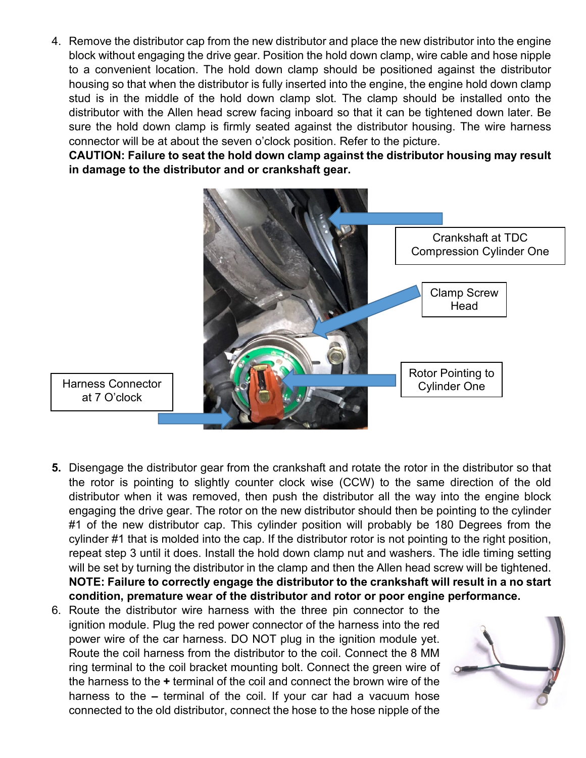4. Remove the distributor cap from the new distributor and place the new distributor into the engine block without engaging the drive gear. Position the hold down clamp, wire cable and hose nipple to a convenient location. The hold down clamp should be positioned against the distributor housing so that when the distributor is fully inserted into the engine, the engine hold down clamp stud is in the middle of the hold down clamp slot. The clamp should be installed onto the distributor with the Allen head screw facing inboard so that it can be tightened down later. Be sure the hold down clamp is firmly seated against the distributor housing. The wire harness connector will be at about the seven o'clock position. Refer to the picture.
   **CAUTION: Failure to seat the hold down clamp against the distributor housing may result in damage to the distributor and or crankshaft gear.**

Crankshaft at TDC Compression Cylinder One

Clamp Screw Head

Rotor Pointing to Cylinder One

Harness Connector at 7 O'clock

5. Disengage the distributor gear from the crankshaft and rotate the rotor in the distributor so that the rotor is pointing to slightly counter clock wise (CCW) to the same direction of the old distributor when it was removed, then push the distributor all the way into the engine block engaging the drive gear. The rotor on the new distributor should then be pointing to the cylinder #1 of the new distributor cap. This cylinder position will probably be 180 Degrees from the cylinder #1 that is molded into the cap. If the distributor rotor is not pointing to the right position, repeat step 3 until it does. Install the hold down clamp nut and washers. The idle timing setting will be set by turning the distributor in the clamp and then the Allen head screw will be tightened.
   **NOTE: Failure to correctly engage the distributor to the crankshaft will result in a no start condition, premature wear of the distributor and rotor or poor engine performance.**
6. Route the distributor wire harness with the three pin connector to the ignition module. Plug the red power connector of the harness into the red power wire of the car harness. DO NOT plug in the ignition module yet. Route the coil harness from the distributor to the coil. Connect the 8 MM ring terminal to the coil bracket mounting bolt. Connect the green wire of the harness to the **+** terminal of the coil and connect the brown wire of the harness to the **–** terminal of the coil. If your car had a vacuum hose connected to the old distributor, connect the hose to the hose nipple of the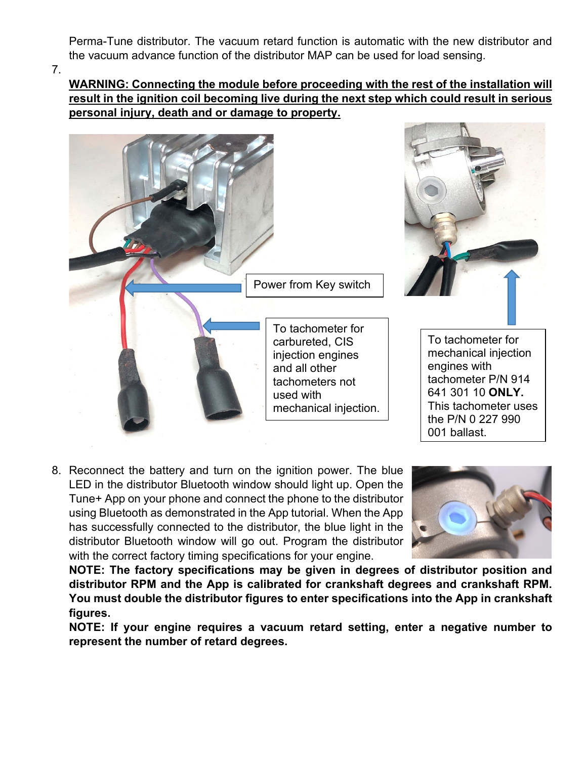Perma-Tune distributor. The vacuum retard function is automatic with the new distributor and the vacuum advance function of the distributor MAP can be used for load sensing.

7. **WARNING: Connecting the module before proceeding with the rest of the installation will result in the ignition coil becoming live during the next step which could result in serious personal injury, death and or damage to property.**

Power from Key switch

To tachometer for carbureted, CIS injection engines and all other tachometers not used with mechanical injection.

To tachometer for mechanical injection engines with tachometer P/N 914 641 301 10 **ONLY.** This tachometer uses the P/N 0 227 990 001 ballast.

8. Reconnect the battery and turn on the ignition power. The blue LED in the distributor Bluetooth window should light up. Open the Tune+ App on your phone and connect the phone to the distributor using Bluetooth as demonstrated in the App tutorial. When the App has successfully connected to the distributor, the blue light in the distributor Bluetooth window will go out. Program the distributor with the correct factory timing specifications for your engine.

   **NOTE: The factory specifications may be given in degrees of distributor position and distributor RPM and the App is calibrated for crankshaft degrees and crankshaft RPM. You must double the distributor figures to enter specifications into the App in crankshaft figures.**

   **NOTE: If your engine requires a vacuum retard setting, enter a negative number to represent the number of retard degrees.**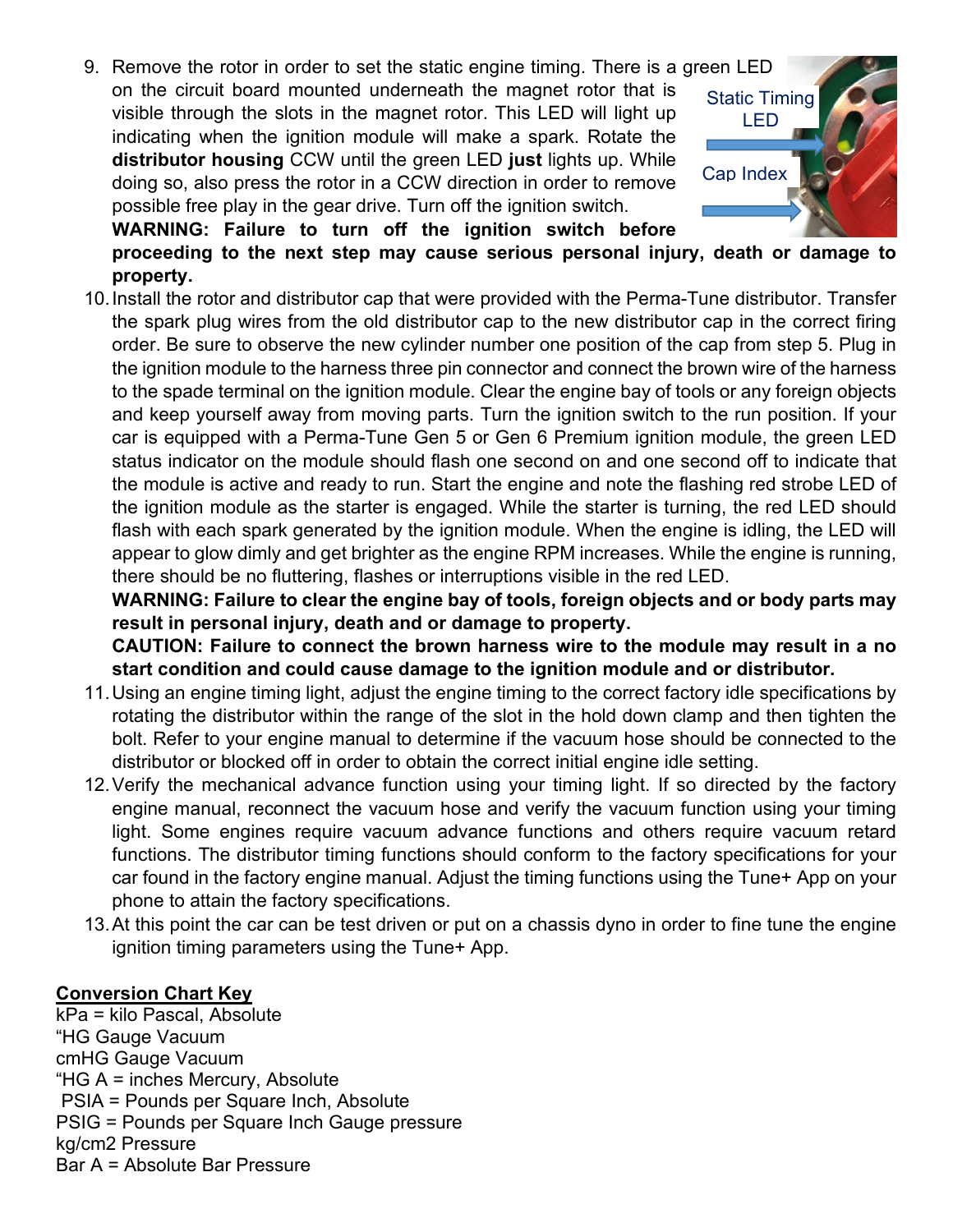9. Remove the rotor in order to set the static engine timing. There is a green LED on the circuit board mounted underneath the magnet rotor that is visible through the slots in the magnet rotor. This LED will light up indicating when the ignition module will make a spark. Rotate the **distributor housing** CCW until the green LED **just** lights up. While doing so, also press the rotor in a CCW direction in order to remove possible free play in the gear drive. Turn off the ignition switch.
   **WARNING: Failure to turn off the ignition switch before proceeding to the next step may cause serious personal injury, death or damage to property.**

Static Timing LED

Cap Index

10. Install the rotor and distributor cap that were provided with the Perma-Tune distributor. Transfer the spark plug wires from the old distributor cap to the new distributor cap in the correct firing order. Be sure to observe the new cylinder number one position of the cap from step 5. Plug in the ignition module to the harness three pin connector and connect the brown wire of the harness to the spade terminal on the ignition module. Clear the engine bay of tools or any foreign objects and keep yourself away from moving parts. Turn the ignition switch to the run position. If your car is equipped with a Perma-Tune Gen 5 or Gen 6 Premium ignition module, the green LED status indicator on the module should flash one second on and one second off to indicate that the module is active and ready to run. Start the engine and note the flashing red strobe LED of the ignition module as the starter is engaged. While the starter is turning, the red LED should flash with each spark generated by the ignition module. When the engine is idling, the LED will appear to glow dimly and get brighter as the engine RPM increases. While the engine is running, there should be no fluttering, flashes or interruptions visible in the red LED.
    **WARNING: Failure to clear the engine bay of tools, foreign objects and or body parts may result in personal injury, death and or damage to property.**
    **CAUTION: Failure to connect the brown harness wire to the module may result in a no start condition and could cause damage to the ignition module and or distributor.**
11. Using an engine timing light, adjust the engine timing to the correct factory idle specifications by rotating the distributor within the range of the slot in the hold down clamp and then tighten the bolt. Refer to your engine manual to determine if the vacuum hose should be connected to the distributor or blocked off in order to obtain the correct initial engine idle setting.
12. Verify the mechanical advance function using your timing light. If so directed by the factory engine manual, reconnect the vacuum hose and verify the vacuum function using your timing light. Some engines require vacuum advance functions and others require vacuum retard functions. The distributor timing functions should conform to the factory specifications for your car found in the factory engine manual. Adjust the timing functions using the Tune+ App on your phone to attain the factory specifications.
13. At this point the car can be test driven or put on a chassis dyno in order to fine tune the engine ignition timing parameters using the Tune+ App.

**Conversion Chart Key**

kPa = kilo Pascal, Absolute
"HG Gauge Vacuum
cmHG Gauge Vacuum
"HG A = inches Mercury, Absolute
PSIA = Pounds per Square Inch, Absolute
PSIG = Pounds per Square Inch Gauge pressure
kg/cm2 Pressure
Bar A = Absolute Bar Pressure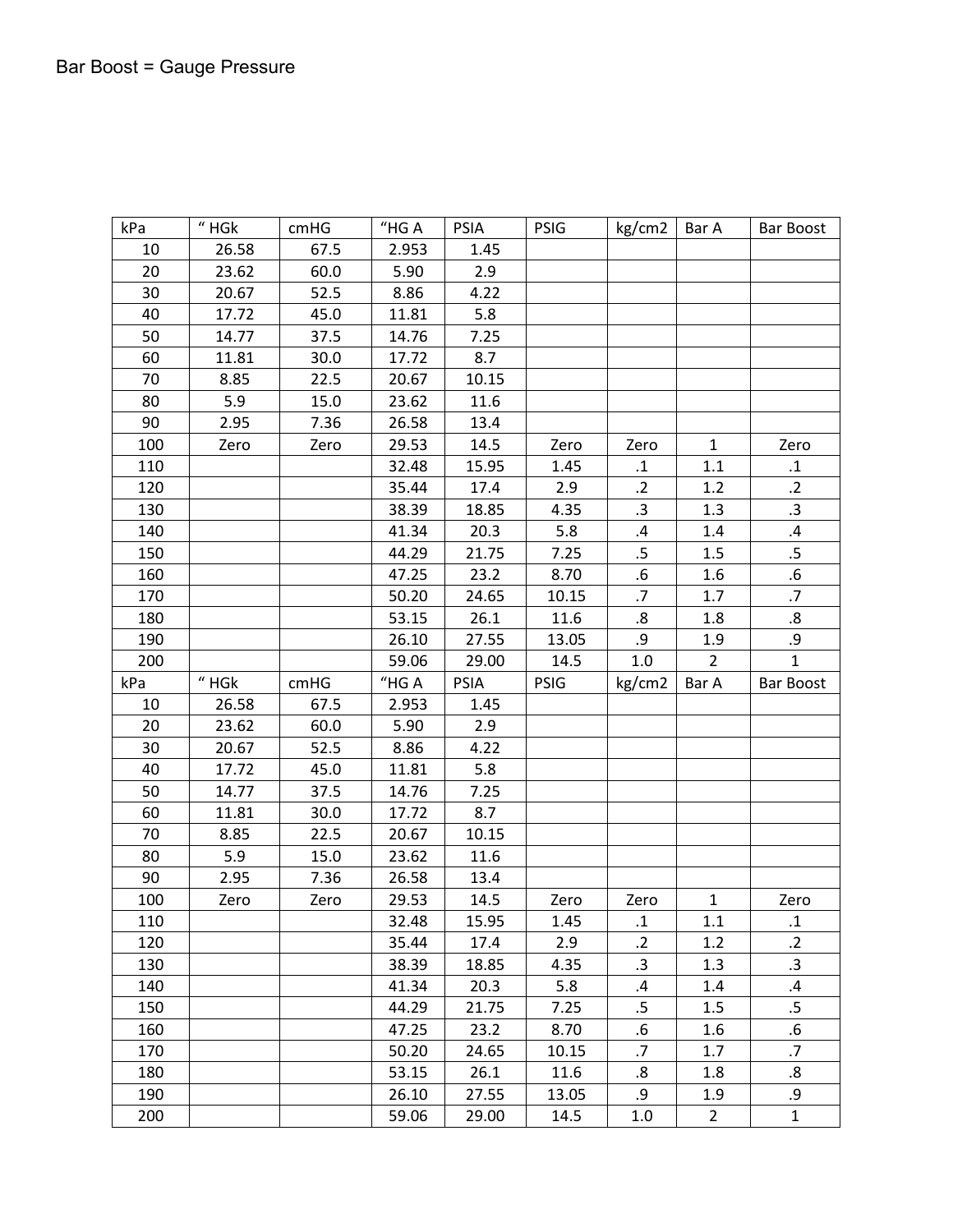Bar Boost = Gauge Pressure

| kPa | " HGk | cmHG | "HG A | PSIA | PSIG | kg/cm2 | Bar A | Bar Boost |
|---|---|---|---|---|---|---|---|---|
| 10 | 26.58 | 67.5 | 2.953 | 1.45 | | | | |
| 20 | 23.62 | 60.0 | 5.90 | 2.9 | | | | |
| 30 | 20.67 | 52.5 | 8.86 | 4.22 | | | | |
| 40 | 17.72 | 45.0 | 11.81 | 5.8 | | | | |
| 50 | 14.77 | 37.5 | 14.76 | 7.25 | | | | |
| 60 | 11.81 | 30.0 | 17.72 | 8.7 | | | | |
| 70 | 8.85 | 22.5 | 20.67 | 10.15 | | | | |
| 80 | 5.9 | 15.0 | 23.62 | 11.6 | | | | |
| 90 | 2.95 | 7.36 | 26.58 | 13.4 | | | | |
| 100 | Zero | Zero | 29.53 | 14.5 | Zero | Zero | 1 | Zero |
| 110 | | | 32.48 | 15.95 | 1.45 | .1 | 1.1 | .1 |
| 120 | | | 35.44 | 17.4 | 2.9 | .2 | 1.2 | .2 |
| 130 | | | 38.39 | 18.85 | 4.35 | .3 | 1.3 | .3 |
| 140 | | | 41.34 | 20.3 | 5.8 | .4 | 1.4 | .4 |
| 150 | | | 44.29 | 21.75 | 7.25 | .5 | 1.5 | .5 |
| 160 | | | 47.25 | 23.2 | 8.70 | .6 | 1.6 | .6 |
| 170 | | | 50.20 | 24.65 | 10.15 | .7 | 1.7 | .7 |
| 180 | | | 53.15 | 26.1 | 11.6 | .8 | 1.8 | .8 |
| 190 | | | 26.10 | 27.55 | 13.05 | .9 | 1.9 | .9 |
| 200 | | | 59.06 | 29.00 | 14.5 | 1.0 | 2 | 1 |
| kPa | " HGk | cmHG | "HG A | PSIA | PSIG | kg/cm2 | Bar A | Bar Boost |
| 10 | 26.58 | 67.5 | 2.953 | 1.45 | | | | |
| 20 | 23.62 | 60.0 | 5.90 | 2.9 | | | | |
| 30 | 20.67 | 52.5 | 8.86 | 4.22 | | | | |
| 40 | 17.72 | 45.0 | 11.81 | 5.8 | | | | |
| 50 | 14.77 | 37.5 | 14.76 | 7.25 | | | | |
| 60 | 11.81 | 30.0 | 17.72 | 8.7 | | | | |
| 70 | 8.85 | 22.5 | 20.67 | 10.15 | | | | |
| 80 | 5.9 | 15.0 | 23.62 | 11.6 | | | | |
| 90 | 2.95 | 7.36 | 26.58 | 13.4 | | | | |
| 100 | Zero | Zero | 29.53 | 14.5 | Zero | Zero | 1 | Zero |
| 110 | | | 32.48 | 15.95 | 1.45 | .1 | 1.1 | .1 |
| 120 | | | 35.44 | 17.4 | 2.9 | .2 | 1.2 | .2 |
| 130 | | | 38.39 | 18.85 | 4.35 | .3 | 1.3 | .3 |
| 140 | | | 41.34 | 20.3 | 5.8 | .4 | 1.4 | .4 |
| 150 | | | 44.29 | 21.75 | 7.25 | .5 | 1.5 | .5 |
| 160 | | | 47.25 | 23.2 | 8.70 | .6 | 1.6 | .6 |
| 170 | | | 50.20 | 24.65 | 10.15 | .7 | 1.7 | .7 |
| 180 | | | 53.15 | 26.1 | 11.6 | .8 | 1.8 | .8 |
| 190 | | | 26.10 | 27.55 | 13.05 | .9 | 1.9 | .9 |
| 200 | | | 59.06 | 29.00 | 14.5 | 1.0 | 2 | 1 |